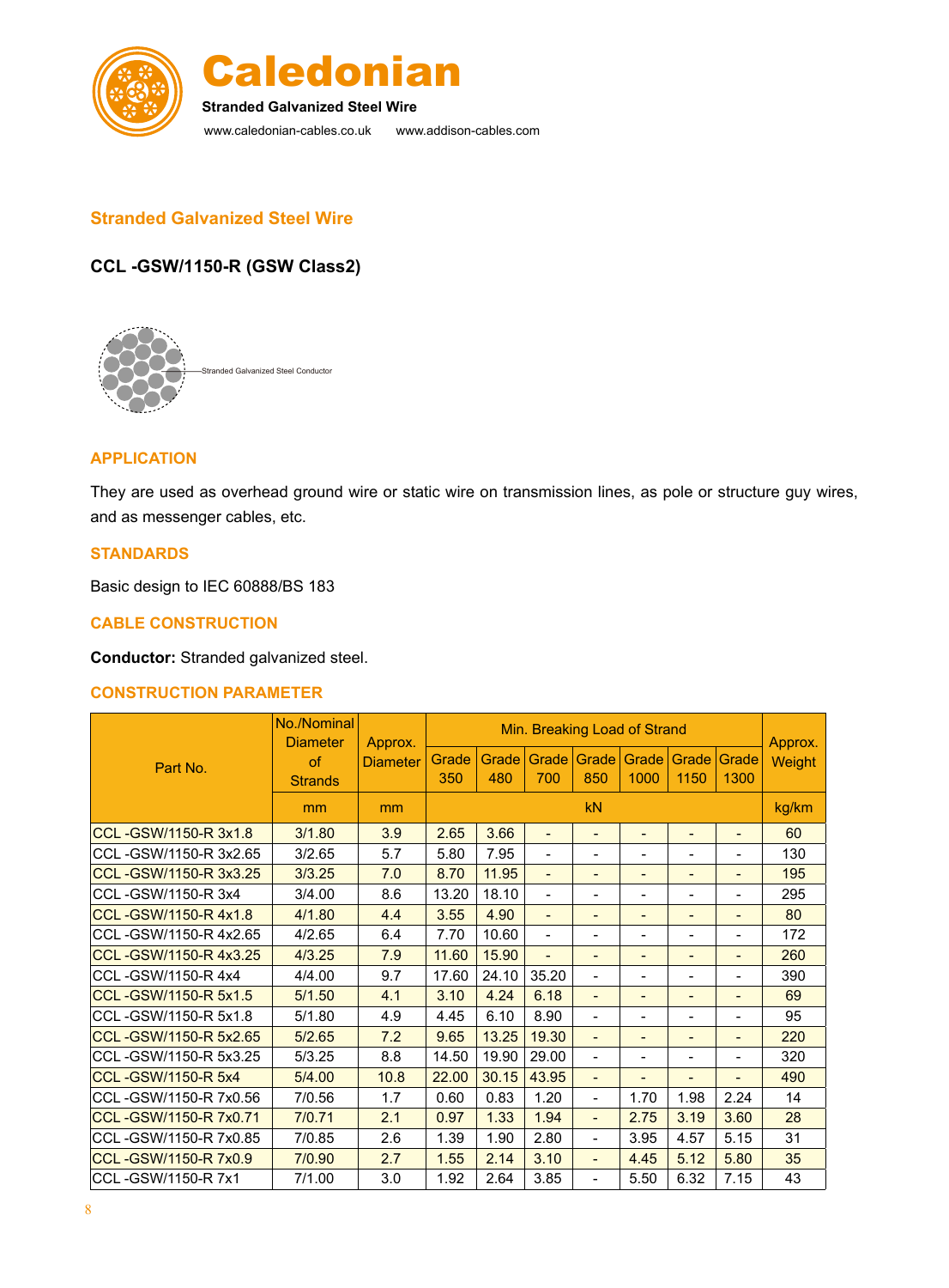Caledonian

Stranded Galvanized Steel Wire

www.caledonian-cables.co.uk www.addison-cables.com

## Stranded Galvanized Steel Wire

### CCL -GSW/1150-R (GSW Class2)

Stranded Galvanized Steel Conductor

### APPLICATION

They are used as overhead ground wire or static wire on transmission lines, as pole or structure guy wires, and as messenger cables, etc.

### STANDARDS

Basic design to IEC 60888/BS 183

### CABLE CONSTRUCTION

**Conductor:** Stranded galvanized steel.

### CONSTRUCTION PARAMETER

| Part No. | No./Nominal Diameter of Strands | Approx. Diameter | Min. Breaking Load of Strand | | | | | | | Approx. Weight |
|---|---|---|---|---|---|---|---|---|---|---|
| | | | Grade 350 | Grade 480 | Grade 700 | Grade 850 | Grade 1000 | Grade 1150 | Grade 1300 | |
| | mm | mm | kN | | | | | | | kg/km |
| CCL -GSW/1150-R 3x1.8 | 3/1.80 | 3.9 | 2.65 | 3.66 | - | - | - | - | - | 60 |
| CCL -GSW/1150-R 3x2.65 | 3/2.65 | 5.7 | 5.80 | 7.95 | - | - | - | - | - | 130 |
| CCL -GSW/1150-R 3x3.25 | 3/3.25 | 7.0 | 8.70 | 11.95 | - | - | - | - | - | 195 |
| CCL -GSW/1150-R 3x4 | 3/4.00 | 8.6 | 13.20 | 18.10 | - | - | - | - | - | 295 |
| CCL -GSW/1150-R 4x1.8 | 4/1.80 | 4.4 | 3.55 | 4.90 | - | - | - | - | - | 80 |
| CCL -GSW/1150-R 4x2.65 | 4/2.65 | 6.4 | 7.70 | 10.60 | - | - | - | - | - | 172 |
| CCL -GSW/1150-R 4x3.25 | 4/3.25 | 7.9 | 11.60 | 15.90 | - | - | - | - | - | 260 |
| CCL -GSW/1150-R 4x4 | 4/4.00 | 9.7 | 17.60 | 24.10 | 35.20 | - | - | - | - | 390 |
| CCL -GSW/1150-R 5x1.5 | 5/1.50 | 4.1 | 3.10 | 4.24 | 6.18 | - | - | - | - | 69 |
| CCL -GSW/1150-R 5x1.8 | 5/1.80 | 4.9 | 4.45 | 6.10 | 8.90 | - | - | - | - | 95 |
| CCL -GSW/1150-R 5x2.65 | 5/2.65 | 7.2 | 9.65 | 13.25 | 19.30 | - | - | - | - | 220 |
| CCL -GSW/1150-R 5x3.25 | 5/3.25 | 8.8 | 14.50 | 19.90 | 29.00 | - | - | - | - | 320 |
| CCL -GSW/1150-R 5x4 | 5/4.00 | 10.8 | 22.00 | 30.15 | 43.95 | - | - | - | - | 490 |
| CCL -GSW/1150-R 7x0.56 | 7/0.56 | 1.7 | 0.60 | 0.83 | 1.20 | - | 1.70 | 1.98 | 2.24 | 14 |
| CCL -GSW/1150-R 7x0.71 | 7/0.71 | 2.1 | 0.97 | 1.33 | 1.94 | - | 2.75 | 3.19 | 3.60 | 28 |
| CCL -GSW/1150-R 7x0.85 | 7/0.85 | 2.6 | 1.39 | 1.90 | 2.80 | - | 3.95 | 4.57 | 5.15 | 31 |
| CCL -GSW/1150-R 7x0.9 | 7/0.90 | 2.7 | 1.55 | 2.14 | 3.10 | - | 4.45 | 5.12 | 5.80 | 35 |
| CCL -GSW/1150-R 7x1 | 7/1.00 | 3.0 | 1.92 | 2.64 | 3.85 | - | 5.50 | 6.32 | 7.15 | 43 |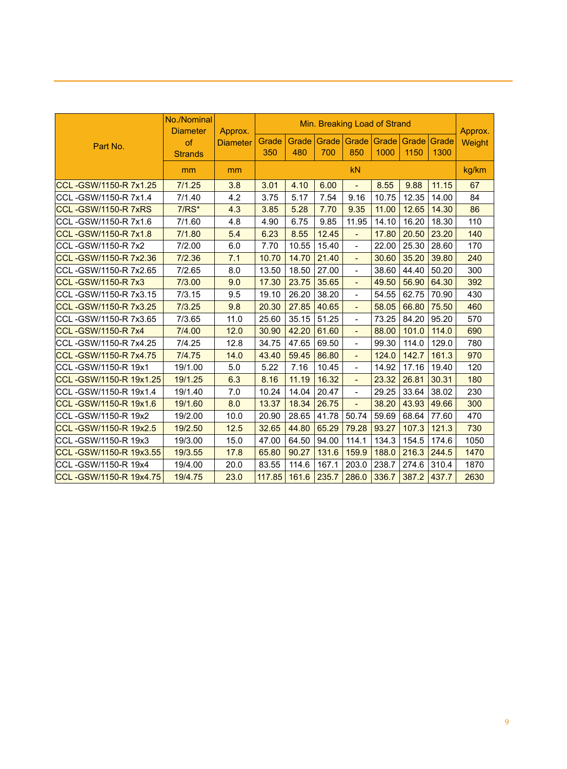| Part No. | No./Nominal Diameter of Strands | Approx. Diameter | Min. Breaking Load of Strand | | | | | | | Approx. Weight |
|---|---|---|---|---|---|---|---|---|---|---|
| | | | Grade 350 | Grade 480 | Grade 700 | Grade 850 | Grade 1000 | Grade 1150 | Grade 1300 | |
| | mm | mm | kN | | | | | | | kg/km |
| CCL -GSW/1150-R 7x1.25 | 7/1.25 | 3.8 | 3.01 | 4.10 | 6.00 | - | 8.55 | 9.88 | 11.15 | 67 |
| CCL -GSW/1150-R 7x1.4 | 7/1.40 | 4.2 | 3.75 | 5.17 | 7.54 | 9.16 | 10.75 | 12.35 | 14.00 | 84 |
| CCL -GSW/1150-R 7xRS | 7/RS* | 4.3 | 3.85 | 5.28 | 7.70 | 9.35 | 11.00 | 12.65 | 14.30 | 86 |
| CCL -GSW/1150-R 7x1.6 | 7/1.60 | 4.8 | 4.90 | 6.75 | 9.85 | 11.95 | 14.10 | 16.20 | 18.30 | 110 |
| CCL -GSW/1150-R 7x1.8 | 7/1.80 | 5.4 | 6.23 | 8.55 | 12.45 | - | 17.80 | 20.50 | 23.20 | 140 |
| CCL -GSW/1150-R 7x2 | 7/2.00 | 6.0 | 7.70 | 10.55 | 15.40 | - | 22.00 | 25.30 | 28.60 | 170 |
| CCL -GSW/1150-R 7x2.36 | 7/2.36 | 7.1 | 10.70 | 14.70 | 21.40 | - | 30.60 | 35.20 | 39.80 | 240 |
| CCL -GSW/1150-R 7x2.65 | 7/2.65 | 8.0 | 13.50 | 18.50 | 27.00 | - | 38.60 | 44.40 | 50.20 | 300 |
| CCL -GSW/1150-R 7x3 | 7/3.00 | 9.0 | 17.30 | 23.75 | 35.65 | - | 49.50 | 56.90 | 64.30 | 392 |
| CCL -GSW/1150-R 7x3.15 | 7/3.15 | 9.5 | 19.10 | 26.20 | 38.20 | - | 54.55 | 62.75 | 70.90 | 430 |
| CCL -GSW/1150-R 7x3.25 | 7/3.25 | 9.8 | 20.30 | 27.85 | 40.65 | - | 58.05 | 66.80 | 75.50 | 460 |
| CCL -GSW/1150-R 7x3.65 | 7/3.65 | 11.0 | 25.60 | 35.15 | 51.25 | - | 73.25 | 84.20 | 95.20 | 570 |
| CCL -GSW/1150-R 7x4 | 7/4.00 | 12.0 | 30.90 | 42.20 | 61.60 | - | 88.00 | 101.0 | 114.0 | 690 |
| CCL -GSW/1150-R 7x4.25 | 7/4.25 | 12.8 | 34.75 | 47.65 | 69.50 | - | 99.30 | 114.0 | 129.0 | 780 |
| CCL -GSW/1150-R 7x4.75 | 7/4.75 | 14.0 | 43.40 | 59.45 | 86.80 | - | 124.0 | 142.7 | 161.3 | 970 |
| CCL -GSW/1150-R 19x1 | 19/1.00 | 5.0 | 5.22 | 7.16 | 10.45 | - | 14.92 | 17.16 | 19.40 | 120 |
| CCL -GSW/1150-R 19x1.25 | 19/1.25 | 6.3 | 8.16 | 11.19 | 16.32 | - | 23.32 | 26.81 | 30.31 | 180 |
| CCL -GSW/1150-R 19x1.4 | 19/1.40 | 7.0 | 10.24 | 14.04 | 20.47 | - | 29.25 | 33.64 | 38.02 | 230 |
| CCL -GSW/1150-R 19x1.6 | 19/1.60 | 8.0 | 13.37 | 18.34 | 26.75 | - | 38.20 | 43.93 | 49.66 | 300 |
| CCL -GSW/1150-R 19x2 | 19/2.00 | 10.0 | 20.90 | 28.65 | 41.78 | 50.74 | 59.69 | 68.64 | 77.60 | 470 |
| CCL -GSW/1150-R 19x2.5 | 19/2.50 | 12.5 | 32.65 | 44.80 | 65.29 | 79.28 | 93.27 | 107.3 | 121.3 | 730 |
| CCL -GSW/1150-R 19x3 | 19/3.00 | 15.0 | 47.00 | 64.50 | 94.00 | 114.1 | 134.3 | 154.5 | 174.6 | 1050 |
| CCL -GSW/1150-R 19x3.55 | 19/3.55 | 17.8 | 65.80 | 90.27 | 131.6 | 159.9 | 188.0 | 216.3 | 244.5 | 1470 |
| CCL -GSW/1150-R 19x4 | 19/4.00 | 20.0 | 83.55 | 114.6 | 167.1 | 203.0 | 238.7 | 274.6 | 310.4 | 1870 |
| CCL -GSW/1150-R 19x4.75 | 19/4.75 | 23.0 | 117.85 | 161.6 | 235.7 | 286.0 | 336.7 | 387.2 | 437.7 | 2630 |